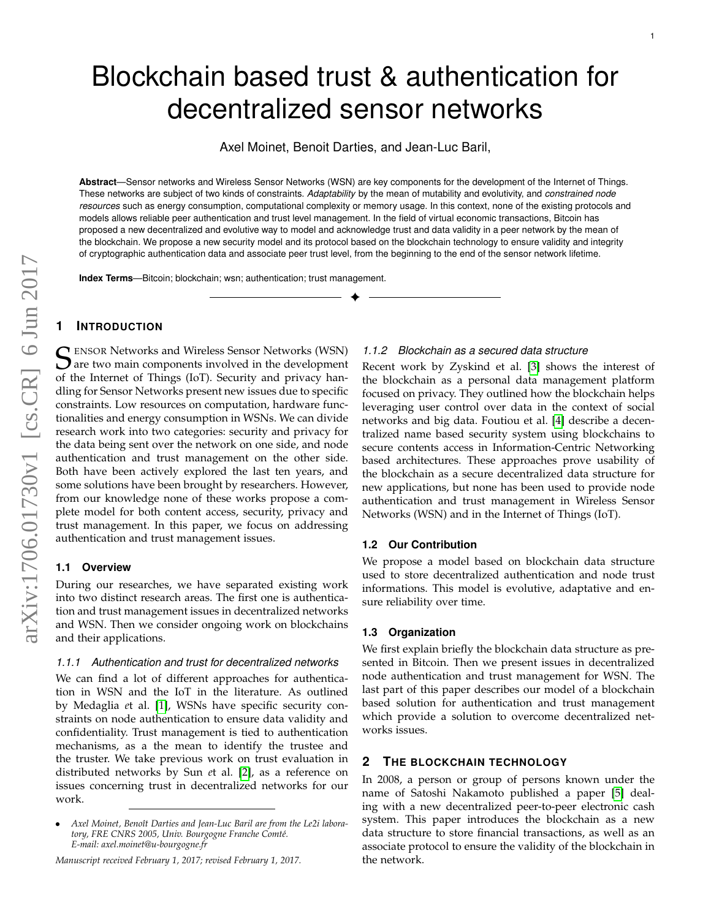# Blockchain based trust & authentication for decentralized sensor networks

Axel Moinet, Benoit Darties, and Jean-Luc Baril,

**Abstract**—Sensor networks and Wireless Sensor Networks (WSN) are key components for the development of the Internet of Things. These networks are subject of two kinds of constraints. *Adaptability* by the mean of mutability and evolutivity, and *constrained node resources* such as energy consumption, computational complexity or memory usage. In this context, none of the existing protocols and models allows reliable peer authentication and trust level management. In the field of virtual economic transactions, Bitcoin has proposed a new decentralized and evolutive way to model and acknowledge trust and data validity in a peer network by the mean of the blockchain. We propose a new security model and its protocol based on the blockchain technology to ensure validity and integrity of cryptographic authentication data and associate peer trust level, from the beginning to the end of the sensor network lifetime.

**Index Terms**—Bitcoin; blockchain; wsn; authentication; trust management.

## 1 Introduction

Sensor Networks and Wireless Sensor Networks (WSN) are two main components involved in the development of the Internet of Things (IoT). Security and privacy handling for Sensor Networks present new issues due to specific constraints. Low resources on computation, hardware functionalities and energy consumption in WSNs. We can divide research work into two categories: security and privacy for the data being sent over the network on one side, and node authentication and trust management on the other side. Both have been actively explored the last ten years, and some solutions have been brought by researchers. However, from our knowledge none of these works propose a complete model for both content access, security, privacy and trust management. In this paper, we focus on addressing authentication and trust management issues.

### 1.1 Overview

During our researches, we have separated existing work into two distinct research areas. The first one is authentication and trust management issues in decentralized networks and WSN. Then we consider ongoing work on blockchains and their applications.

#### 1.1.1 Authentication and trust for decentralized networks

We can find a lot of different approaches for authentication in WSN and the IoT in the literature. As outlined by Medaglia *e*t al. [1], WSNs have specific security constraints on node authentication to ensure data validity and confidentiality. Trust management is tied to authentication mechanisms, as a the mean to identify the trustee and the truster. We take previous work on trust evaluation in distributed networks by Sun *e*t al. [2], as a reference on issues concerning trust in decentralized networks for our work.

- *Axel Moinet, Benoît Darties and Jean-Luc Baril are from the Le2i laboratory, FRE CNRS 2005, Univ. Bourgogne Franche Comté. E-mail: axel.moinet@u-bourgogne.fr*

*Manuscript received February 1, 2017; revised February 1, 2017.*

#### 1.1.2 Blockchain as a secured data structure

Recent work by Zyskind et al. [3] shows the interest of the blockchain as a personal data management platform focused on privacy. They outlined how the blockchain helps leveraging user control over data in the context of social networks and big data. Foutiou et al. [4] describe a decentralized name based security system using blockchains to secure contents access in Information-Centric Networking based architectures. These approaches prove usability of the blockchain as a secure decentralized data structure for new applications, but none has been used to provide node authentication and trust management in Wireless Sensor Networks (WSN) and in the Internet of Things (IoT).

### 1.2 Our Contribution

We propose a model based on blockchain data structure used to store decentralized authentication and node trust informations. This model is evolutive, adaptative and ensure reliability over time.

### 1.3 Organization

We first explain briefly the blockchain data structure as presented in Bitcoin. Then we present issues in decentralized node authentication and trust management for WSN. The last part of this paper describes our model of a blockchain based solution for authentication and trust management which provide a solution to overcome decentralized networks issues.

## 2 The Blockchain Technology

In 2008, a person or group of persons known under the name of Satoshi Nakamoto published a paper [5] dealing with a new decentralized peer-to-peer electronic cash system. This paper introduces the blockchain as a new data structure to store financial transactions, as well as an associate protocol to ensure the validity of the blockchain in the network.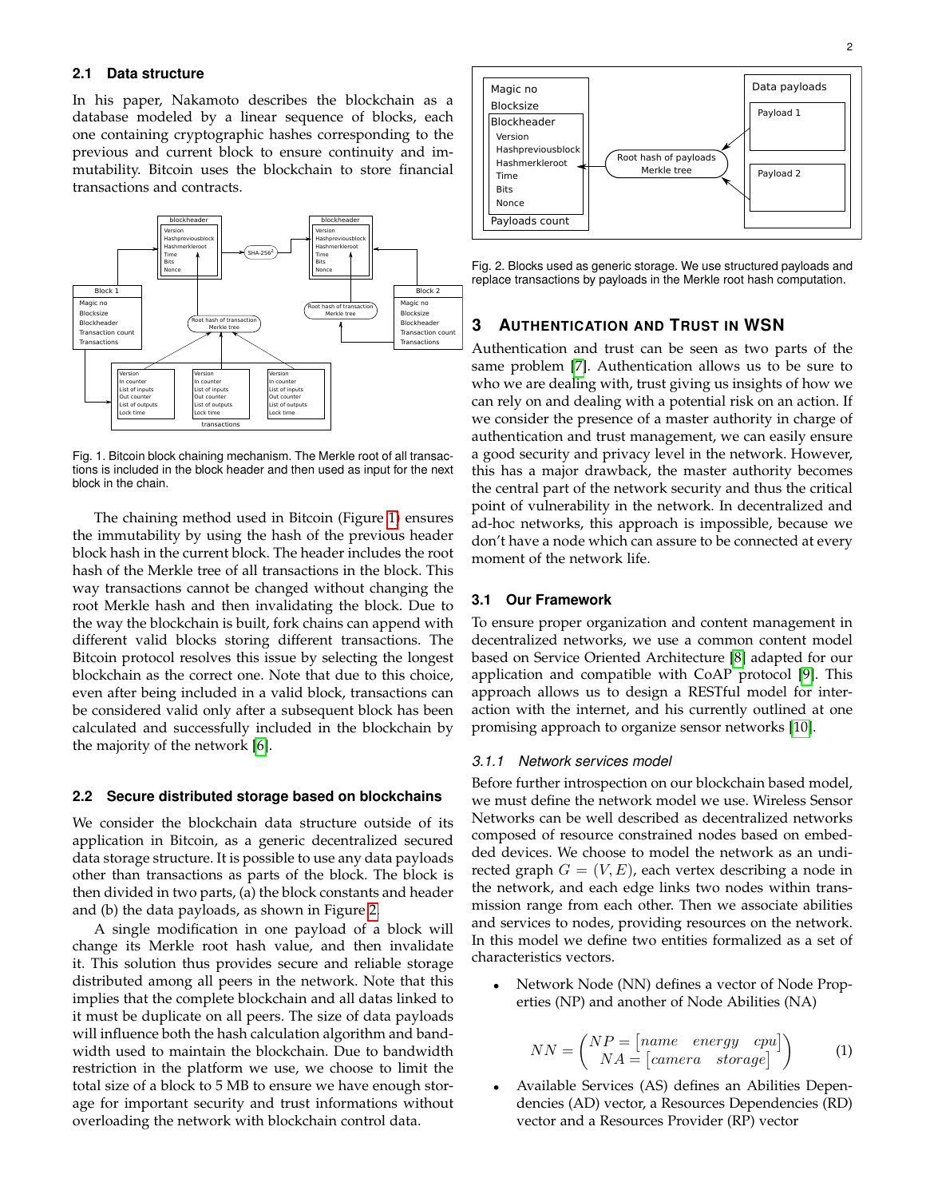### 2.1 Data structure

In his paper, Nakamoto describes the blockchain as a database modeled by a linear sequence of blocks, each one containing cryptographic hashes corresponding to the previous and current block to ensure continuity and immutability. Bitcoin uses the blockchain to store financial transactions and contracts.

Fig. 1. Bitcoin block chaining mechanism. The Merkle root of all transactions is included in the block header and then used as input for the next block in the chain.

The chaining method used in Bitcoin (Figure 1) ensures the immutability by using the hash of the previous header block hash in the current block. The header includes the root hash of the Merkle tree of all transactions in the block. This way transactions cannot be changed without changing the root Merkle hash and then invalidating the block. Due to the way the blockchain is built, fork chains can append with different valid blocks storing different transactions. The Bitcoin protocol resolves this issue by selecting the longest blockchain as the correct one. Note that due to this choice, even after being included in a valid block, transactions can be considered valid only after a subsequent block has been calculated and successfully included in the blockchain by the majority of the network [6].

### 2.2 Secure distributed storage based on blockchains

We consider the blockchain data structure outside of its application in Bitcoin, as a generic decentralized secured data storage structure. It is possible to use any data payloads other than transactions as parts of the block. The block is then divided in two parts, (a) the block constants and header and (b) the data payloads, as shown in Figure 2.

A single modification in one payload of a block will change its Merkle root hash value, and then invalidate it. This solution thus provides secure and reliable storage distributed among all peers in the network. Note that this implies that the complete blockchain and all datas linked to it must be duplicate on all peers. The size of data payloads will influence both the hash calculation algorithm and bandwidth used to maintain the blockchain. Due to bandwidth restriction in the platform we use, we choose to limit the total size of a block to 5 MB to ensure we have enough storage for important security and trust informations without overloading the network with blockchain control data.

Fig. 2. Blocks used as generic storage. We use structured payloads and replace transactions by payloads in the Merkle root hash computation.

## 3 Authentication and Trust in WSN

Authentication and trust can be seen as two parts of the same problem [7]. Authentication allows us to be sure to who we are dealing with, trust giving us insights of how we can rely on and dealing with a potential risk on an action. If we consider the presence of a master authority in charge of authentication and trust management, we can easily ensure a good security and privacy level in the network. However, this has a major drawback, the master authority becomes the central part of the network security and thus the critical point of vulnerability in the network. In decentralized and ad-hoc networks, this approach is impossible, because we don't have a node which can assure to be connected at every moment of the network life.

### 3.1 Our Framework

To ensure proper organization and content management in decentralized networks, we use a common content model based on Service Oriented Architecture [8] adapted for our application and compatible with CoAP protocol [9]. This approach allows us to design a RESTful model for interaction with the internet, and his currently outlined at one promising approach to organize sensor networks [10].

#### *3.1.1 Network services model*

Before further introspection on our blockchain based model, we must define the network model we use. Wireless Sensor Networks can be well described as decentralized networks composed of resource constrained nodes based on embedded devices. We choose to model the network as an undirected graph $G = (V, E)$, each vertex describing a node in the network, and each edge links two nodes within transmission range from each other. Then we associate abilities and services to nodes, providing resources on the network. In this model we define two entities formalized as a set of characteristics vectors.

- Network Node (NN) defines a vector of Node Properties (NP) and another of Node Abilities (NA)

$$NN = \begin{pmatrix} NP = \begin{bmatrix} name & energy & cpu \end{bmatrix} \\ NA = \begin{bmatrix} camera & storage \end{bmatrix} \end{pmatrix} \tag{1}$$

- Available Services (AS) defines an Abilities Dependencies (AD) vector, a Resources Dependencies (RD) vector and a Resources Provider (RP) vector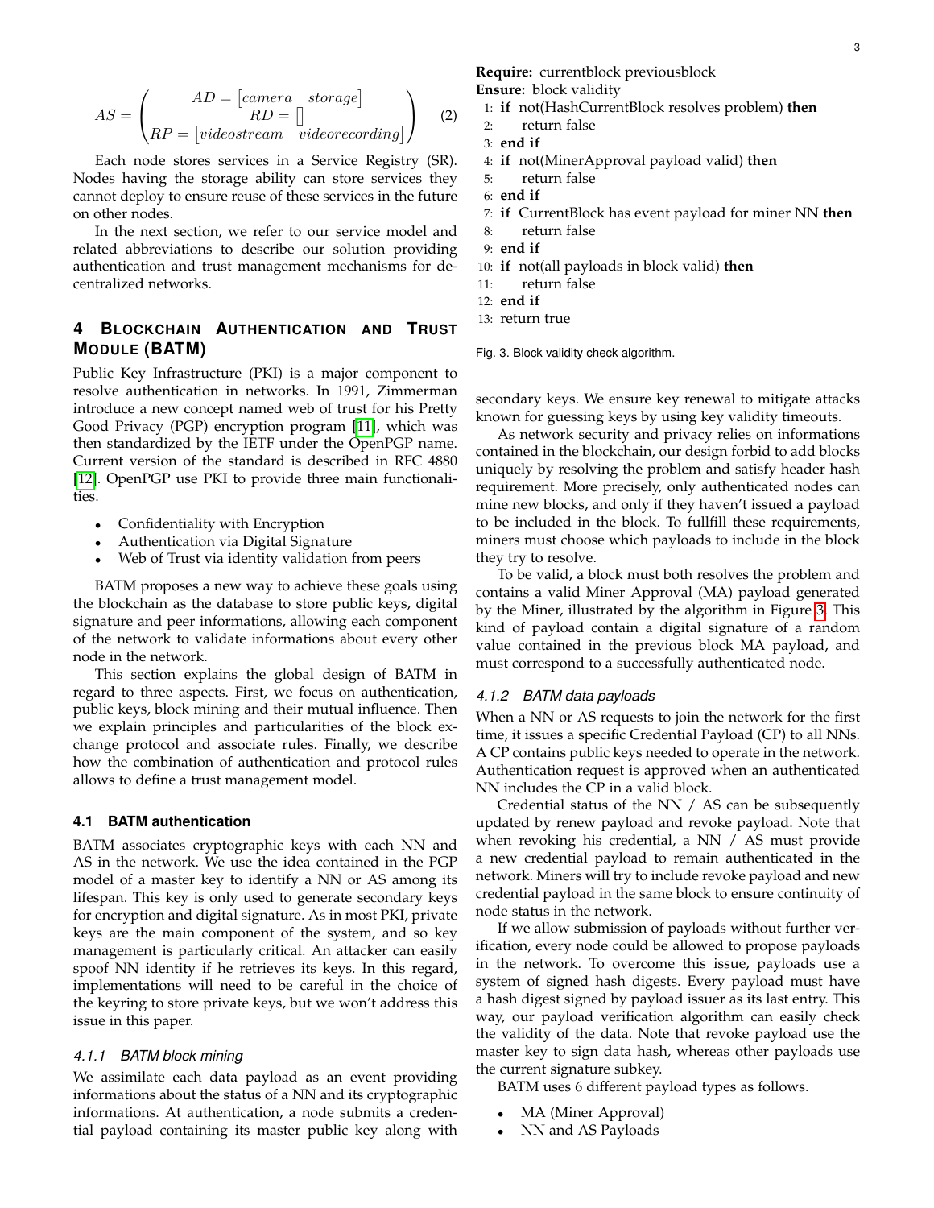$$AS = \begin{pmatrix} AD = [camera \quad storage] \\ RD = [] \\ RP = [videostream \quad videorecording] \end{pmatrix} \quad (2)$$

Each node stores services in a Service Registry (SR). Nodes having the storage ability can store services they cannot deploy to ensure reuse of these services in the future on other nodes.

In the next section, we refer to our service model and related abbreviations to describe our solution providing authentication and trust management mechanisms for decentralized networks.

## 4 Blockchain Authentication and Trust Module (BATM)

Public Key Infrastructure (PKI) is a major component to resolve authentication in networks. In 1991, Zimmerman introduce a new concept named web of trust for his Pretty Good Privacy (PGP) encryption program [11], which was then standardized by the IETF under the OpenPGP name. Current version of the standard is described in RFC 4880 [12]. OpenPGP use PKI to provide three main functionalities.

- Confidentiality with Encryption
- Authentication via Digital Signature
- Web of Trust via identity validation from peers

BATM proposes a new way to achieve these goals using the blockchain as the database to store public keys, digital signature and peer informations, allowing each component of the network to validate informations about every other node in the network.

This section explains the global design of BATM in regard to three aspects. First, we focus on authentication, public keys, block mining and their mutual influence. Then we explain principles and particularities of the block exchange protocol and associate rules. Finally, we describe how the combination of authentication and protocol rules allows to define a trust management model.

### 4.1 BATM authentication

BATM associates cryptographic keys with each NN and AS in the network. We use the idea contained in the PGP model of a master key to identify a NN or AS among its lifespan. This key is only used to generate secondary keys for encryption and digital signature. As in most PKI, private keys are the main component of the system, and so key management is particularly critical. An attacker can easily spoof NN identity if he retrieves its keys. In this regard, implementations will need to be careful in the choice of the keyring to store private keys, but we won't address this issue in this paper.

#### 4.1.1 BATM block mining

We assimilate each data payload as an event providing informations about the status of a NN and its cryptographic informations. At authentication, a node submits a credential payload containing its master public key along with secondary keys. We ensure key renewal to mitigate attacks known for guessing keys by using key validity timeouts.

As network security and privacy relies on informations contained in the blockchain, our design forbid to add blocks uniquely by resolving the problem and satisfy header hash requirement. More precisely, only authenticated nodes can mine new blocks, and only if they haven't issued a payload to be included in the block. To fullfill these requirements, miners must choose which payloads to include in the block they try to resolve.

To be valid, a block must both resolves the problem and contains a valid Miner Approval (MA) payload generated by the Miner, illustrated by the algorithm in Figure 3. This kind of payload contain a digital signature of a random value contained in the previous block MA payload, and must correspond to a successfully authenticated node.

```
Require: currentblock previousblock
Ensure: block validity
1: if not(HashCurrentBlock resolves problem) then
2:     return false
3: end if
4: if not(MinerApproval payload valid) then
5:     return false
6: end if
7: if CurrentBlock has event payload for miner NN then
8:     return false
9: end if
10: if not(all payloads in block valid) then
11:     return false
12: end if
13: return true
```

Fig. 3. Block validity check algorithm.

#### 4.1.2 BATM data payloads

When a NN or AS requests to join the network for the first time, it issues a specific Credential Payload (CP) to all NNs. A CP contains public keys needed to operate in the network. Authentication request is approved when an authenticated NN includes the CP in a valid block.

Credential status of the NN / AS can be subsequently updated by renew payload and revoke payload. Note that when revoking his credential, a NN / AS must provide a new credential payload to remain authenticated in the network. Miners will try to include revoke payload and new credential payload in the same block to ensure continuity of node status in the network.

If we allow submission of payloads without further verification, every node could be allowed to propose payloads in the network. To overcome this issue, payloads use a system of signed hash digests. Every payload must have a hash digest signed by payload issuer as its last entry. This way, our payload verification algorithm can easily check the validity of the data. Note that revoke payload use the master key to sign data hash, whereas other payloads use the current signature subkey.

BATM uses 6 different payload types as follows.

- MA (Miner Approval)
- NN and AS Payloads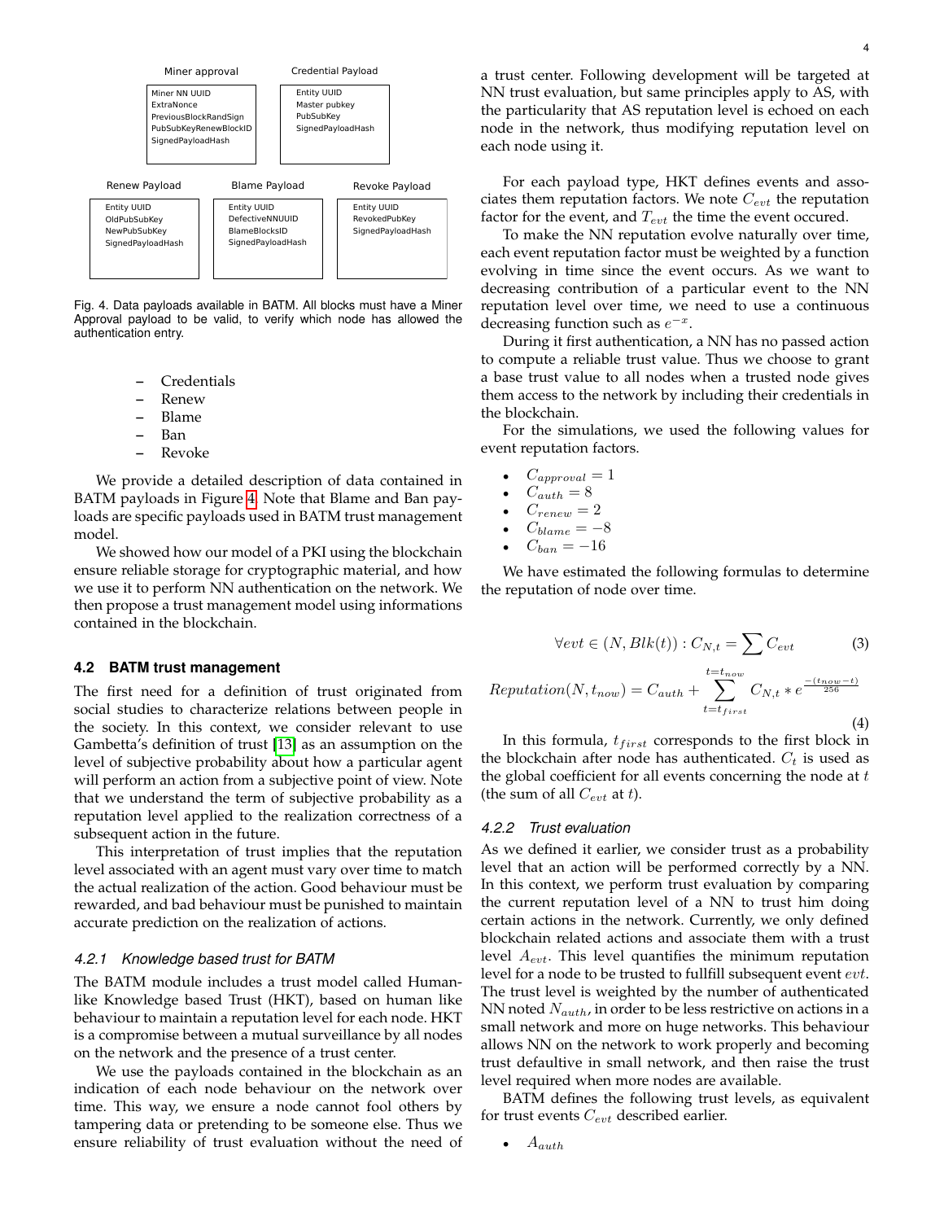Miner approval

- Miner NN UUID
- ExtraNonce
- PreviousBlockRandSign
- PubSubKeyRenewBlockID
- SignedPayloadHash

Credential Payload

- Entity UUID
- Master pubkey
- PubSubKey
- SignedPayloadHash

Renew Payload

- Entity UUID
- OldPubSubKey
- NewPubSubKey
- SignedPayloadHash

Blame Payload

- Entity UUID
- DefectiveNNUUID
- BlameBlocksID
- SignedPayloadHash

Revoke Payload

- Entity UUID
- RevokedPubKey
- SignedPayloadHash

Fig. 4. Data payloads available in BATM. All blocks must have a Miner Approval payload to be valid, to verify which node has allowed the authentication entry.

– Credentials
– Renew
– Blame
– Ban
– Revoke

We provide a detailed description of data contained in BATM payloads in Figure 4. Note that Blame and Ban payloads are specific payloads used in BATM trust management model.

We showed how our model of a PKI using the blockchain ensure reliable storage for cryptographic material, and how we use it to perform NN authentication on the network. We then propose a trust management model using informations contained in the blockchain.

### 4.2 BATM trust management

The first need for a definition of trust originated from social studies to characterize relations between people in the society. In this context, we consider relevant to use Gambetta's definition of trust [13] as an assumption on the level of subjective probability about how a particular agent will perform an action from a subjective point of view. Note that we understand the term of subjective probability as a reputation level applied to the realization correctness of a subsequent action in the future.

This interpretation of trust implies that the reputation level associated with an agent must vary over time to match the actual realization of the action. Good behaviour must be rewarded, and bad behaviour must be punished to maintain accurate prediction on the realization of actions.

#### *4.2.1 Knowledge based trust for BATM*

The BATM module includes a trust model called Human-like Knowledge based Trust (HKT), based on human like behaviour to maintain a reputation level for each node. HKT is a compromise between a mutual surveillance by all nodes on the network and the presence of a trust center.

We use the payloads contained in the blockchain as an indication of each node behaviour on the network over time. This way, we ensure a node cannot fool others by tampering data or pretending to be someone else. Thus we ensure reliability of trust evaluation without the need of a trust center. Following development will be targeted at NN trust evaluation, but same principles apply to AS, with the particularity that AS reputation level is echoed on each node in the network, thus modifying reputation level on each node using it.

For each payload type, HKT defines events and associates them reputation factors. We note $C_{evt}$ the reputation factor for the event, and $T_{evt}$ the time the event occured.

To make the NN reputation evolve naturally over time, each event reputation factor must be weighted by a function evolving in time since the event occurs. As we want to decreasing contribution of a particular event to the NN reputation level over time, we need to use a continuous decreasing function such as $e^{-x}$.

During it first authentication, a NN has no passed action to compute a reliable trust value. Thus we choose to grant a base trust value to all nodes when a trusted node gives them access to the network by including their credentials in the blockchain.

For the simulations, we used the following values for event reputation factors.

- $C_{approval} = 1$
- $C_{auth} = 8$
- $C_{renew} = 2$
- $C_{blame} = -8$
- $C_{ban} = -16$

We have estimated the following formulas to determine the reputation of node over time.

$$\forall evt \in (N, Blk(t)) : C_{N,t} = \sum C_{evt} \tag{3}$$

$$Reputation(N, t_{now}) = C_{auth} + \sum_{t=t_{first}}^{t=t_{now}} C_{N,t} * e^{\frac{-(t_{now}-t)}{256}} \tag{4}$$

In this formula, $t_{first}$ corresponds to the first block in the blockchain after node has authenticated. $C_t$ is used as the global coefficient for all events concerning the node at $t$ (the sum of all $C_{evt}$ at $t$).

#### *4.2.2 Trust evaluation*

As we defined it earlier, we consider trust as a probability level that an action will be performed correctly by a NN. In this context, we perform trust evaluation by comparing the current reputation level of a NN to trust him doing certain actions in the network. Currently, we only defined blockchain related actions and associate them with a trust level $A_{evt}$. This level quantifies the minimum reputation level for a node to be trusted to fullfill subsequent event $evt$. The trust level is weighted by the number of authenticated NN noted $N_{auth}$, in order to be less restrictive on actions in a small network and more on huge networks. This behaviour allows NN on the network to work properly and becoming trust defaultive in small network, and then raise the trust level required when more nodes are available.

BATM defines the following trust levels, as equivalent for trust events $C_{evt}$ described earlier.

- $A_{auth}$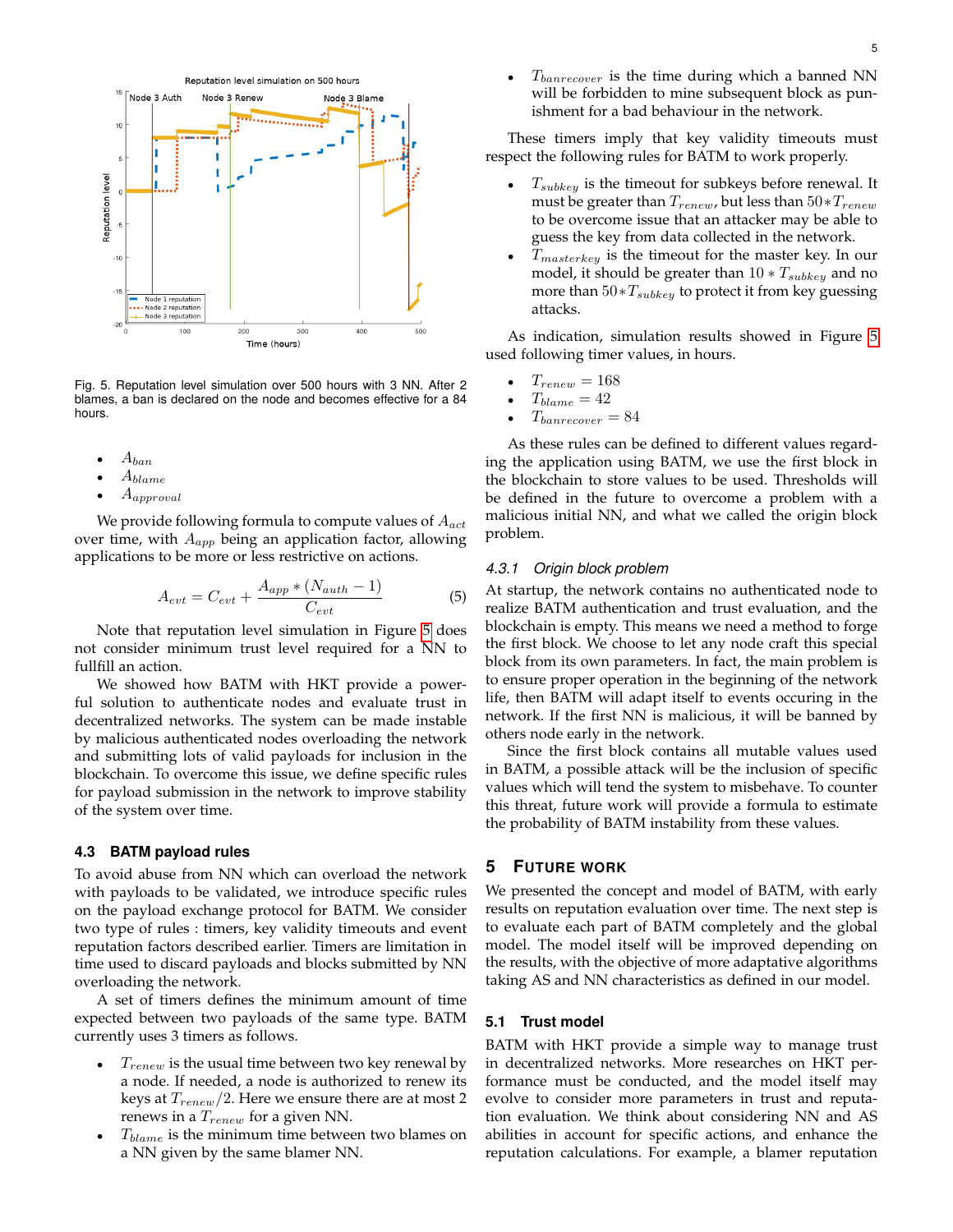Fig. 5. Reputation level simulation over 500 hours with 3 NN. After 2 blames, a ban is declared on the node and becomes effective for a 84 hours.

- $A_{ban}$
- $A_{blame}$
- $A_{approval}$

We provide following formula to compute values of $A_{act}$ over time, with $A_{app}$ being an application factor, allowing applications to be more or less restrictive on actions.

$$A_{evt} = C_{evt} + \frac{A_{app} * (N_{auth} - 1)}{C_{evt}} \tag{5}$$

Note that reputation level simulation in Figure 5 does not consider minimum trust level required for a NN to fullfill an action.

We showed how BATM with HKT provide a powerful solution to authenticate nodes and evaluate trust in decentralized networks. The system can be made instable by malicious authenticated nodes overloading the network and submitting lots of valid payloads for inclusion in the blockchain. To overcome this issue, we define specific rules for payload submission in the network to improve stability of the system over time.

### 4.3 BATM payload rules

To avoid abuse from NN which can overload the network with payloads to be validated, we introduce specific rules on the payload exchange protocol for BATM. We consider two type of rules : timers, key validity timeouts and event reputation factors described earlier. Timers are limitation in time used to discard payloads and blocks submitted by NN overloading the network.

A set of timers defines the minimum amount of time expected between two payloads of the same type. BATM currently uses 3 timers as follows.

- $T_{renew}$ is the usual time between two key renewal by a node. If needed, a node is authorized to renew its keys at $T_{renew}/2$. Here we ensure there are at most 2 renews in a $T_{renew}$ for a given NN.
- $T_{blame}$ is the minimum time between two blames on a NN given by the same blamer NN.
- $T_{banrecover}$ is the time during which a banned NN will be forbidden to mine subsequent block as punishment for a bad behaviour in the network.

These timers imply that key validity timeouts must respect the following rules for BATM to work properly.

- $T_{subkey}$ is the timeout for subkeys before renewal. It must be greater than $T_{renew}$, but less than $50 * T_{renew}$ to be overcome issue that an attacker may be able to guess the key from data collected in the network.
- $T_{masterkey}$ is the timeout for the master key. In our model, it should be greater than $10 * T_{subkey}$ and no more than $50 * T_{subkey}$ to protect it from key guessing attacks.

As indication, simulation results showed in Figure 5 used following timer values, in hours.

- $T_{renew} = 168$
- $T_{blame} = 42$
- $T_{banrecover} = 84$

As these rules can be defined to different values regarding the application using BATM, we use the first block in the blockchain to store values to be used. Thresholds will be defined in the future to overcome a problem with a malicious initial NN, and what we called the origin block problem.

#### 4.3.1 Origin block problem

At startup, the network contains no authenticated node to realize BATM authentication and trust evaluation, and the blockchain is empty. This means we need a method to forge the first block. We choose to let any node craft this special block from its own parameters. In fact, the main problem is to ensure proper operation in the beginning of the network life, then BATM will adapt itself to events occuring in the network. If the first NN is malicious, it will be banned by others node early in the network.

Since the first block contains all mutable values used in BATM, a possible attack will be the inclusion of specific values which will tend the system to misbehave. To counter this threat, future work will provide a formula to estimate the probability of BATM instability from these values.

## 5 Future Work

We presented the concept and model of BATM, with early results on reputation evaluation over time. The next step is to evaluate each part of BATM completely and the global model. The model itself will be improved depending on the results, with the objective of more adaptative algorithms taking AS and NN characteristics as defined in our model.

### 5.1 Trust model

BATM with HKT provide a simple way to manage trust in decentralized networks. More researches on HKT performance must be conducted, and the model itself may evolve to consider more parameters in trust and reputation evaluation. We think about considering NN and AS abilities in account for specific actions, and enhance the reputation calculations. For example, a blamer reputation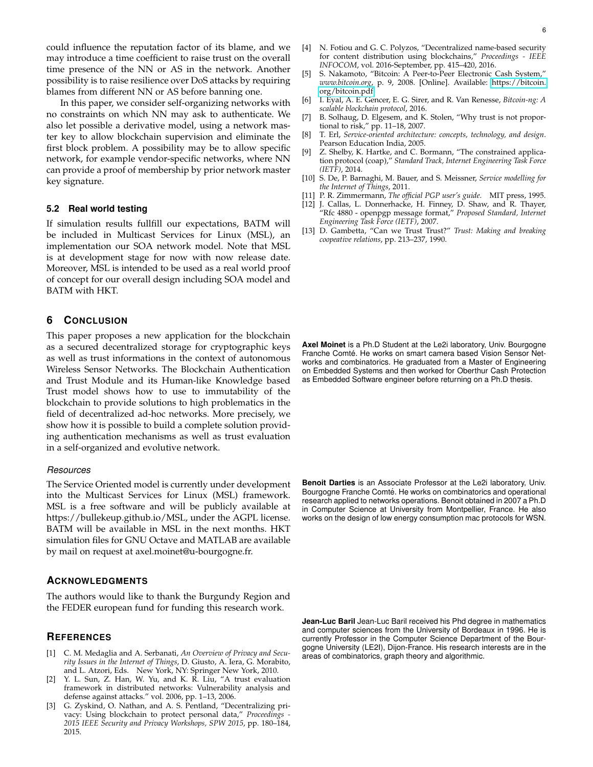could influence the reputation factor of its blame, and we may introduce a time coefficient to raise trust on the overall time presence of the NN or AS in the network. Another possibility is to raise resilience over DoS attacks by requiring blames from different NN or AS before banning one.

In this paper, we consider self-organizing networks with no constraints on which NN may ask to authenticate. We also let possible a derivative model, using a network master key to allow blockchain supervision and eliminate the first block problem. A possibility may be to allow specific network, for example vendor-specific networks, where NN can provide a proof of membership by prior network master key signature.

### 5.2 Real world testing

If simulation results fullfill our expectations, BATM will be included in Multicast Services for Linux (MSL), an implementation our SOA network model. Note that MSL is at development stage for now with now release date. Moreover, MSL is intended to be used as a real world proof of concept for our overall design including SOA model and BATM with HKT.

## 6 Conclusion

This paper proposes a new application for the blockchain as a secured decentralized storage for cryptographic keys as well as trust informations in the context of autonomous Wireless Sensor Networks. The Blockchain Authentication and Trust Module and its Human-like Knowledge based Trust model shows how to use to immutability of the blockchain to provide solutions to high problematics in the field of decentralized ad-hoc networks. More precisely, we show how it is possible to build a complete solution providing authentication mechanisms as well as trust evaluation in a self-organized and evolutive network.

### *Resources*

The Service Oriented model is currently under development into the Multicast Services for Linux (MSL) framework. MSL is a free software and will be publicly available at https://bullekeup.github.io/MSL, under the AGPL license. BATM will be available in MSL in the next months. HKT simulation files for GNU Octave and MATLAB are available by mail on request at axel.moinet@u-bourgogne.fr.

## Acknowledgments

The authors would like to thank the Burgundy Region and the FEDER european fund for funding this research work.

## References

[1] C. M. Medaglia and A. Serbanati, *An Overview of Privacy and Security Issues in the Internet of Things*, D. Giusto, A. Iera, G. Morabito, and L. Atzori, Eds. New York, NY: Springer New York, 2010.

[2] Y. L. Sun, Z. Han, W. Yu, and K. R. Liu, "A trust evaluation framework in distributed networks: Vulnerability analysis and defense against attacks." vol. 2006, pp. 1–13, 2006.

[3] G. Zyskind, O. Nathan, and A. S. Pentland, "Decentralizing privacy: Using blockchain to protect personal data," *Proceedings - 2015 IEEE Security and Privacy Workshops, SPW 2015*, pp. 180–184, 2015.

[4] N. Fotiou and G. C. Polyzos, "Decentralized name-based security for content distribution using blockchains," *Proceedings - IEEE INFOCOM*, vol. 2016-September, pp. 415–420, 2016.

[5] S. Nakamoto, "Bitcoin: A Peer-to-Peer Electronic Cash System," *www.bitcoin.org*, p. 9, 2008. [Online]. Available: https://bitcoin.org/bitcoin.pdf

[6] I. Eyal, A. E. Gencer, E. G. Sirer, and R. Van Renesse, *Bitcoin-ng: A scalable blockchain protocol*, 2016.

[7] B. Solhaug, D. Elgesem, and K. Stolen, "Why trust is not proportional to risk," pp. 11–18, 2007.

[8] T. Erl, *Service-oriented architecture: concepts, technology, and design*. Pearson Education India, 2005.

[9] Z. Shelby, K. Hartke, and C. Bormann, "The constrained application protocol (coap)," *Standard Track, Internet Engineering Task Force (IETF)*, 2014.

[10] S. De, P. Barnaghi, M. Bauer, and S. Meissner, *Service modelling for the Internet of Things*, 2011.

[11] P. R. Zimmermann, *The official PGP user's guide*. MIT press, 1995.

[12] J. Callas, L. Donnerhacke, H. Finney, D. Shaw, and R. Thayer, "Rfc 4880 - openpgp message format," *Proposed Standard, Internet Engineering Task Force (IETF)*, 2007.

[13] D. Gambetta, "Can we Trust Trust?" *Trust: Making and breaking coopeative relations*, pp. 213–237, 1990.

**Axel Moinet** is a Ph.D Student at the Le2i laboratory, Univ. Bourgogne Franche Comté. He works on smart camera based Vision Sensor Networks and combinatorics. He graduated from a Master of Engineering on Embedded Systems and then worked for Oberthur Cash Protection as Embedded Software engineer before returning on a Ph.D thesis.

**Benoit Darties** is an Associate Professor at the Le2i laboratory, Univ. Bourgogne Franche Comté. He works on combinatorics and operational research applied to networks operations. Benoit obtained in 2007 a Ph.D in Computer Science at University from Montpellier, France. He also works on the design of low energy consumption mac protocols for WSN.

**Jean-Luc Baril** Jean-Luc Baril received his Phd degree in mathematics and computer sciences from the University of Bordeaux in 1996. He is currently Professor in the Computer Science Department of the Bourgogne University (LE2I), Dijon-France. His research interests are in the areas of combinatorics, graph theory and algorithmic.